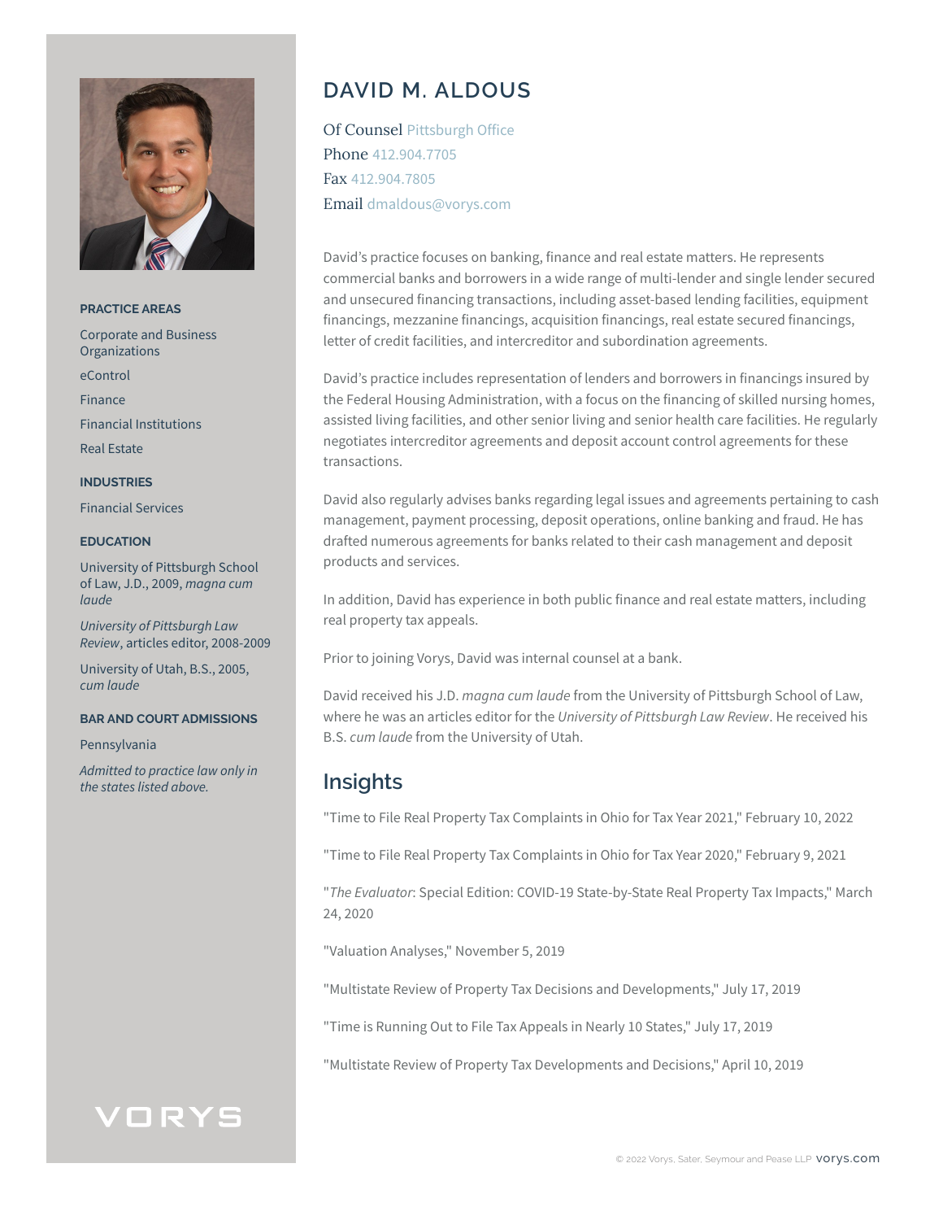# DAVID M. ALDOUS

Of Counsel Pittsburgh Office
Phone 412.904.7705
Fax 412.904.7805
Email dmaldous@vorys.com

David's practice focuses on banking, finance and real estate matters. He represents commercial banks and borrowers in a wide range of multi-lender and single lender secured and unsecured financing transactions, including asset-based lending facilities, equipment financings, mezzanine financings, acquisition financings, real estate secured financings, letter of credit facilities, and intercreditor and subordination agreements.

David's practice includes representation of lenders and borrowers in financings insured by the Federal Housing Administration, with a focus on the financing of skilled nursing homes, assisted living facilities, and other senior living and senior health care facilities. He regularly negotiates intercreditor agreements and deposit account control agreements for these transactions.

David also regularly advises banks regarding legal issues and agreements pertaining to cash management, payment processing, deposit operations, online banking and fraud. He has drafted numerous agreements for banks related to their cash management and deposit products and services.

In addition, David has experience in both public finance and real estate matters, including real property tax appeals.

Prior to joining Vorys, David was internal counsel at a bank.

David received his J.D. *magna cum laude* from the University of Pittsburgh School of Law, where he was an articles editor for the *University of Pittsburgh Law Review*. He received his B.S. *cum laude* from the University of Utah.

## Insights

"Time to File Real Property Tax Complaints in Ohio for Tax Year 2021," February 10, 2022

"Time to File Real Property Tax Complaints in Ohio for Tax Year 2020," February 9, 2021

"*The Evaluator*: Special Edition: COVID-19 State-by-State Real Property Tax Impacts," March 24, 2020

"Valuation Analyses," November 5, 2019

"Multistate Review of Property Tax Decisions and Developments," July 17, 2019

"Time is Running Out to File Tax Appeals in Nearly 10 States," July 17, 2019

"Multistate Review of Property Tax Developments and Decisions," April 10, 2019

### PRACTICE AREAS

Corporate and Business Organizations

eControl

Finance

Financial Institutions

Real Estate

### INDUSTRIES

Financial Services

### EDUCATION

University of Pittsburgh School of Law, J.D., 2009, *magna cum laude*

*University of Pittsburgh Law Review*, articles editor, 2008-2009

University of Utah, B.S., 2005, *cum laude*

### BAR AND COURT ADMISSIONS

Pennsylvania

*Admitted to practice law only in the states listed above.*

VORYS

© 2022 Vorys, Sater, Seymour and Pease LLP vorys.com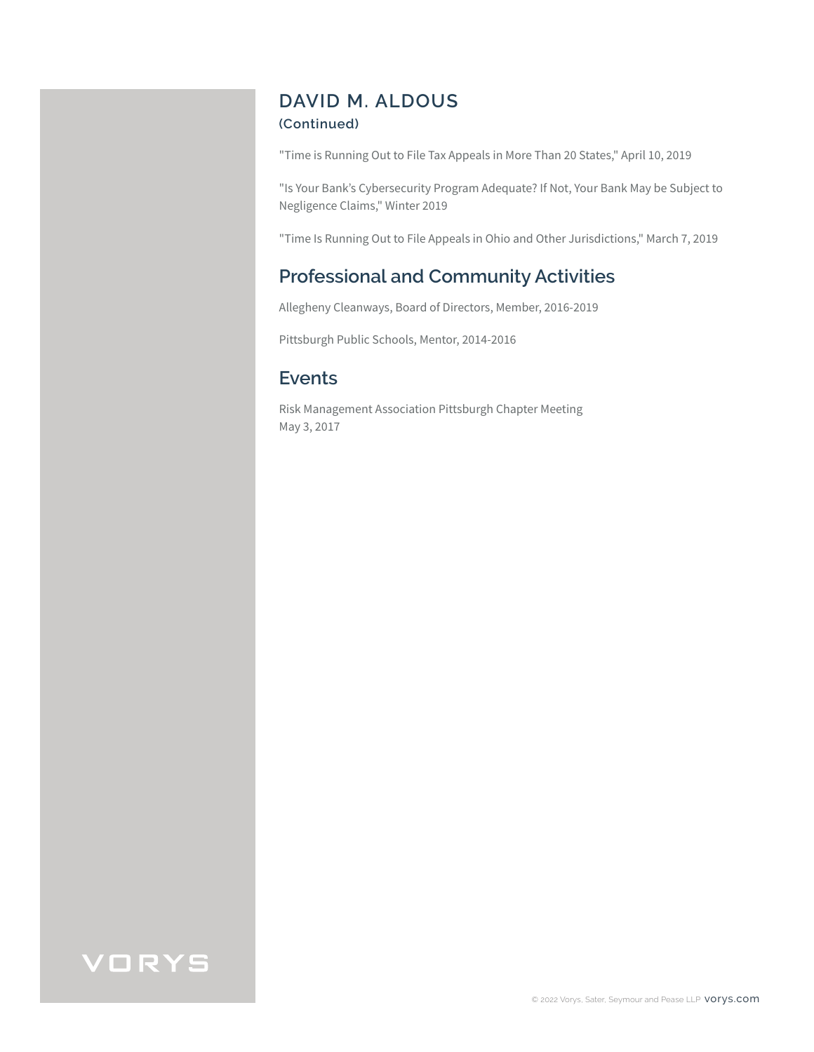# DAVID M. ALDOUS

**(Continued)**

"Time is Running Out to File Tax Appeals in More Than 20 States," April 10, 2019

"Is Your Bank's Cybersecurity Program Adequate? If Not, Your Bank May be Subject to Negligence Claims," Winter 2019

"Time Is Running Out to File Appeals in Ohio and Other Jurisdictions," March 7, 2019

## Professional and Community Activities

Allegheny Cleanways, Board of Directors, Member, 2016-2019

Pittsburgh Public Schools, Mentor, 2014-2016

## Events

Risk Management Association Pittsburgh Chapter Meeting
May 3, 2017